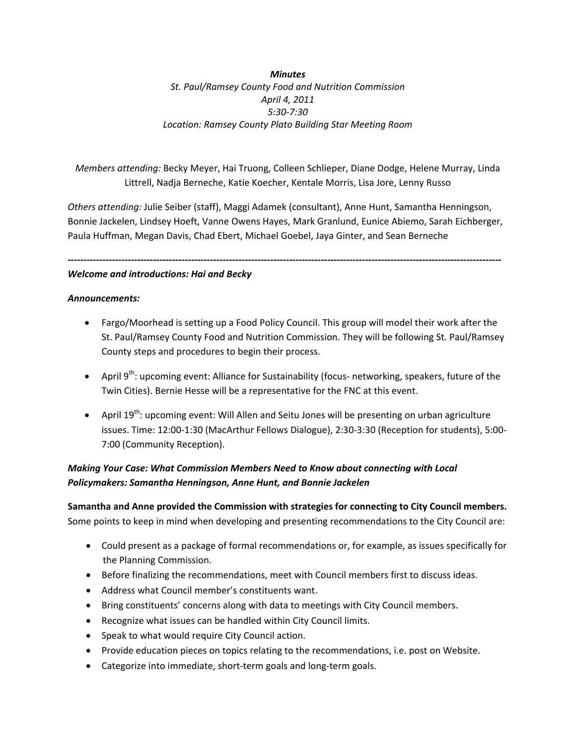*Minutes*

*St. Paul/Ramsey County Food and Nutrition Commission*

*April 4, 2011*

*5:30-7:30*

*Location: Ramsey County Plato Building Star Meeting Room*

*Members attending:* Becky Meyer, Hai Truong, Colleen Schlieper, Diane Dodge, Helene Murray, Linda Littrell, Nadja Berneche, Katie Koecher, Kentale Morris, Lisa Jore, Lenny Russo

*Others attending:* Julie Seiber (staff), Maggi Adamek (consultant), Anne Hunt, Samantha Henningson, Bonnie Jackelen, Lindsey Hoeft, Vanne Owens Hayes, Mark Granlund, Eunice Abiemo, Sarah Eichberger, Paula Huffman, Megan Davis, Chad Ebert, Michael Goebel, Jaya Ginter, and Sean Berneche

---

***Welcome and introductions: Hai and Becky***

***Announcements:***

- Fargo/Moorhead is setting up a Food Policy Council. This group will model their work after the St. Paul/Ramsey County Food and Nutrition Commission. They will be following St. Paul/Ramsey County steps and procedures to begin their process.
- April 9th: upcoming event: Alliance for Sustainability (focus- networking, speakers, future of the Twin Cities). Bernie Hesse will be a representative for the FNC at this event.
- April 19th: upcoming event: Will Allen and Seitu Jones will be presenting on urban agriculture issues. Time: 12:00-1:30 (MacArthur Fellows Dialogue), 2:30-3:30 (Reception for students), 5:00-7:00 (Community Reception).

***Making Your Case: What Commission Members Need to Know about connecting with Local Policymakers: Samantha Henningson, Anne Hunt, and Bonnie Jackelen***

**Samantha and Anne provided the Commission with strategies for connecting to City Council members.** Some points to keep in mind when developing and presenting recommendations to the City Council are:

- Could present as a package of formal recommendations or, for example, as issues specifically for the Planning Commission.
- Before finalizing the recommendations, meet with Council members first to discuss ideas.
- Address what Council member's constituents want.
- Bring constituents' concerns along with data to meetings with City Council members.
- Recognize what issues can be handled within City Council limits.
- Speak to what would require City Council action.
- Provide education pieces on topics relating to the recommendations, i.e. post on Website.
- Categorize into immediate, short-term goals and long-term goals.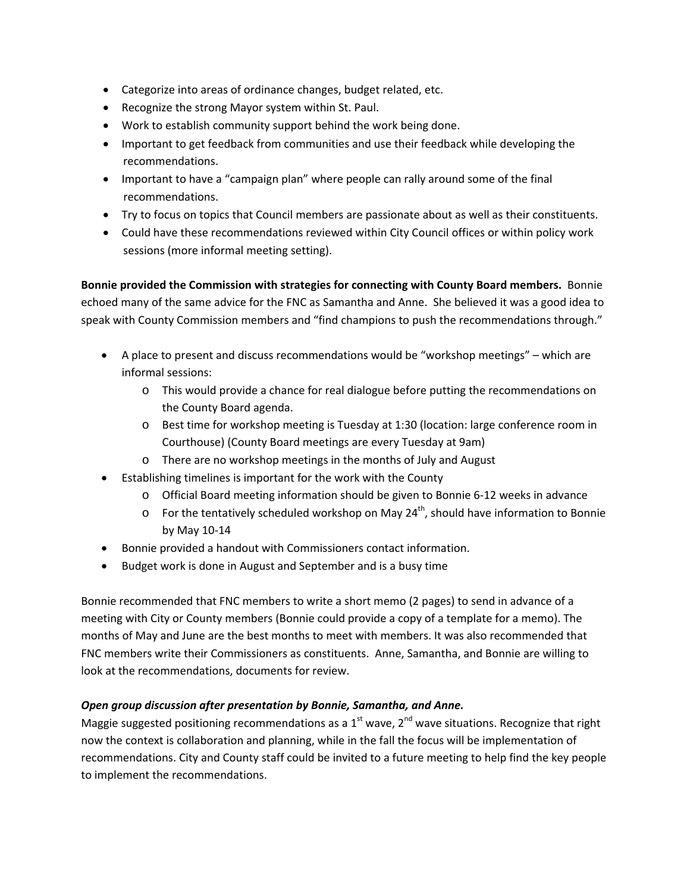- Categorize into areas of ordinance changes, budget related, etc.
- Recognize the strong Mayor system within St. Paul.
- Work to establish community support behind the work being done.
- Important to get feedback from communities and use their feedback while developing the recommendations.
- Important to have a "campaign plan" where people can rally around some of the final recommendations.
- Try to focus on topics that Council members are passionate about as well as their constituents.
- Could have these recommendations reviewed within City Council offices or within policy work sessions (more informal meeting setting).

**Bonnie provided the Commission with strategies for connecting with County Board members.** Bonnie echoed many of the same advice for the FNC as Samantha and Anne. She believed it was a good idea to speak with County Commission members and "find champions to push the recommendations through."

- A place to present and discuss recommendations would be "workshop meetings" – which are informal sessions:
  - This would provide a chance for real dialogue before putting the recommendations on the County Board agenda.
  - Best time for workshop meeting is Tuesday at 1:30 (location: large conference room in Courthouse) (County Board meetings are every Tuesday at 9am)
  - There are no workshop meetings in the months of July and August
- Establishing timelines is important for the work with the County
  - Official Board meeting information should be given to Bonnie 6-12 weeks in advance
  - For the tentatively scheduled workshop on May 24th, should have information to Bonnie by May 10-14
- Bonnie provided a handout with Commissioners contact information.
- Budget work is done in August and September and is a busy time

Bonnie recommended that FNC members to write a short memo (2 pages) to send in advance of a meeting with City or County members (Bonnie could provide a copy of a template for a memo). The months of May and June are the best months to meet with members. It was also recommended that FNC members write their Commissioners as constituents. Anne, Samantha, and Bonnie are willing to look at the recommendations, documents for review.

***Open group discussion after presentation by Bonnie, Samantha, and Anne.***

Maggie suggested positioning recommendations as a 1st wave, 2nd wave situations. Recognize that right now the context is collaboration and planning, while in the fall the focus will be implementation of recommendations. City and County staff could be invited to a future meeting to help find the key people to implement the recommendations.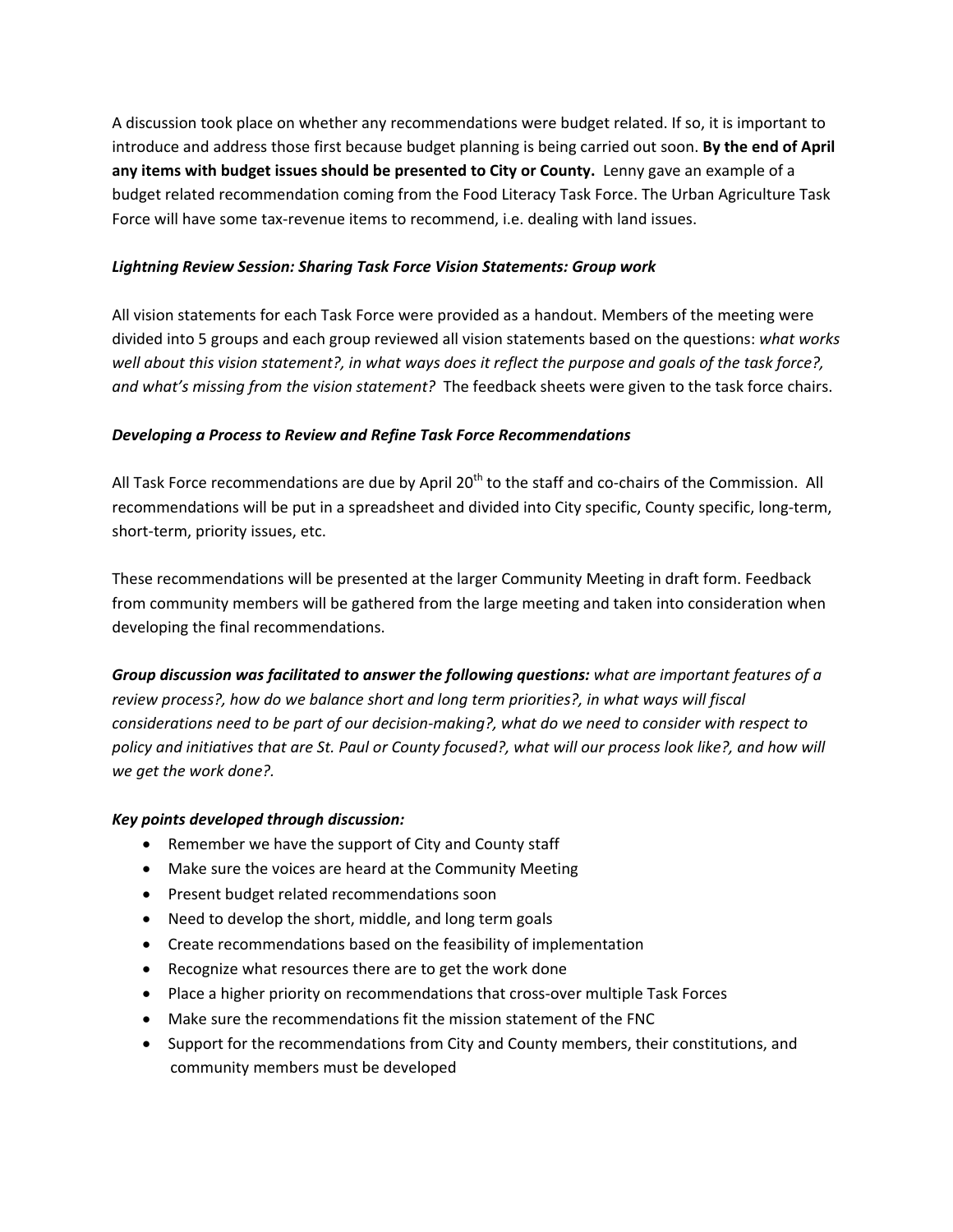A discussion took place on whether any recommendations were budget related. If so, it is important to introduce and address those first because budget planning is being carried out soon. **By the end of April any items with budget issues should be presented to City or County.** Lenny gave an example of a budget related recommendation coming from the Food Literacy Task Force. The Urban Agriculture Task Force will have some tax-revenue items to recommend, i.e. dealing with land issues.

***Lightning Review Session: Sharing Task Force Vision Statements: Group work***

All vision statements for each Task Force were provided as a handout. Members of the meeting were divided into 5 groups and each group reviewed all vision statements based on the questions: *what works well about this vision statement?, in what ways does it reflect the purpose and goals of the task force?, and what's missing from the vision statement?* The feedback sheets were given to the task force chairs.

***Developing a Process to Review and Refine Task Force Recommendations***

All Task Force recommendations are due by April 20th to the staff and co-chairs of the Commission. All recommendations will be put in a spreadsheet and divided into City specific, County specific, long-term, short-term, priority issues, etc.

These recommendations will be presented at the larger Community Meeting in draft form. Feedback from community members will be gathered from the large meeting and taken into consideration when developing the final recommendations.

***Group discussion was facilitated to answer the following questions:*** *what are important features of a review process?, how do we balance short and long term priorities?, in what ways will fiscal considerations need to be part of our decision-making?, what do we need to consider with respect to policy and initiatives that are St. Paul or County focused?, what will our process look like?, and how will we get the work done?.*

***Key points developed through discussion:***

- Remember we have the support of City and County staff
- Make sure the voices are heard at the Community Meeting
- Present budget related recommendations soon
- Need to develop the short, middle, and long term goals
- Create recommendations based on the feasibility of implementation
- Recognize what resources there are to get the work done
- Place a higher priority on recommendations that cross-over multiple Task Forces
- Make sure the recommendations fit the mission statement of the FNC
- Support for the recommendations from City and County members, their constitutions, and community members must be developed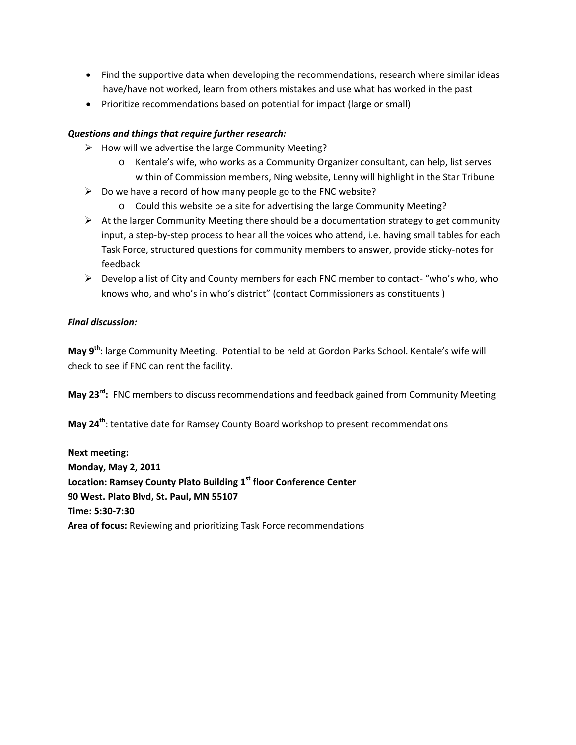- Find the supportive data when developing the recommendations, research where similar ideas have/have not worked, learn from others mistakes and use what has worked in the past
- Prioritize recommendations based on potential for impact (large or small)

***Questions and things that require further research:***

- How will we advertise the large Community Meeting?
  - Kentale's wife, who works as a Community Organizer consultant, can help, list serves within of Commission members, Ning website, Lenny will highlight in the Star Tribune
- Do we have a record of how many people go to the FNC website?
  - Could this website be a site for advertising the large Community Meeting?
- At the larger Community Meeting there should be a documentation strategy to get community input, a step-by-step process to hear all the voices who attend, i.e. having small tables for each Task Force, structured questions for community members to answer, provide sticky-notes for feedback
- Develop a list of City and County members for each FNC member to contact- "who's who, who knows who, and who's in who's district" (contact Commissioners as constituents )

***Final discussion:***

**May 9th**: large Community Meeting. Potential to be held at Gordon Parks School. Kentale's wife will check to see if FNC can rent the facility.

**May 23rd:** FNC members to discuss recommendations and feedback gained from Community Meeting

**May 24th**: tentative date for Ramsey County Board workshop to present recommendations

**Next meeting:**
**Monday, May 2, 2011**
**Location: Ramsey County Plato Building 1st floor Conference Center**
**90 West. Plato Blvd, St. Paul, MN 55107**
**Time: 5:30-7:30**
**Area of focus:** Reviewing and prioritizing Task Force recommendations